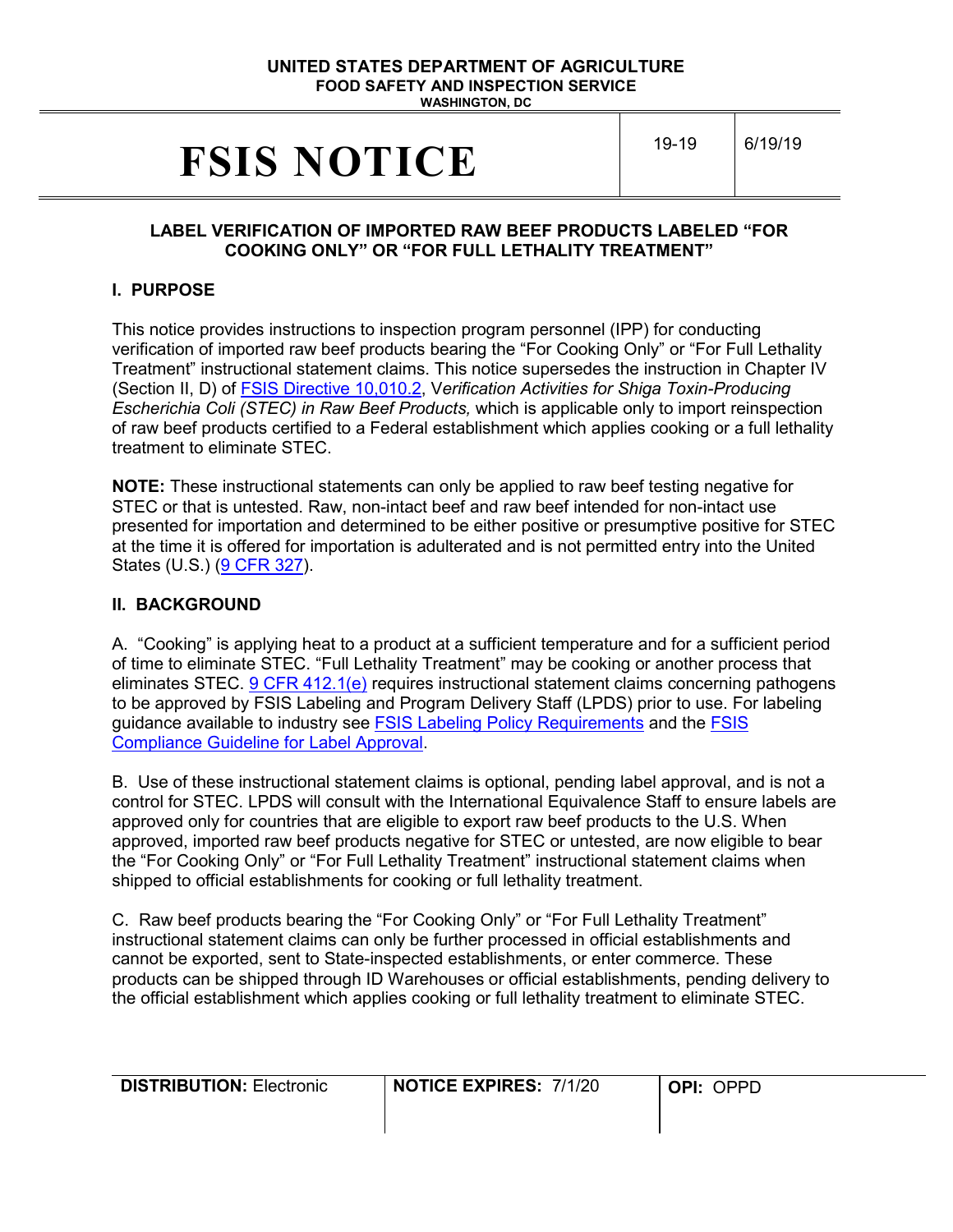**UNITED STATES DEPARTMENT OF AGRICULTURE**
**FOOD SAFETY AND INSPECTION SERVICE**
**WASHINGTON, DC**

| # FSIS NOTICE | 19-19 | 6/19/19 |
|---|---|---|

## LABEL VERIFICATION OF IMPORTED RAW BEEF PRODUCTS LABELED "FOR COOKING ONLY" OR "FOR FULL LETHALITY TREATMENT"

### I. PURPOSE

This notice provides instructions to inspection program personnel (IPP) for conducting verification of imported raw beef products bearing the "For Cooking Only" or "For Full Lethality Treatment" instructional statement claims. This notice supersedes the instruction in Chapter IV (Section II, D) of FSIS Directive 10,010.2, *Verification Activities for Shiga Toxin-Producing Escherichia Coli (STEC) in Raw Beef Products,* which is applicable only to import reinspection of raw beef products certified to a Federal establishment which applies cooking or a full lethality treatment to eliminate STEC.

**NOTE:** These instructional statements can only be applied to raw beef testing negative for STEC or that is untested. Raw, non-intact beef and raw beef intended for non-intact use presented for importation and determined to be either positive or presumptive positive for STEC at the time it is offered for importation is adulterated and is not permitted entry into the United States (U.S.) (9 CFR 327).

### II. BACKGROUND

A. "Cooking" is applying heat to a product at a sufficient temperature and for a sufficient period of time to eliminate STEC. "Full Lethality Treatment" may be cooking or another process that eliminates STEC. 9 CFR 412.1(e) requires instructional statement claims concerning pathogens to be approved by FSIS Labeling and Program Delivery Staff (LPDS) prior to use. For labeling guidance available to industry see FSIS Labeling Policy Requirements and the FSIS Compliance Guideline for Label Approval.

B. Use of these instructional statement claims is optional, pending label approval, and is not a control for STEC. LPDS will consult with the International Equivalence Staff to ensure labels are approved only for countries that are eligible to export raw beef products to the U.S. When approved, imported raw beef products negative for STEC or untested, are now eligible to bear the "For Cooking Only" or "For Full Lethality Treatment" instructional statement claims when shipped to official establishments for cooking or full lethality treatment.

C. Raw beef products bearing the "For Cooking Only" or "For Full Lethality Treatment" instructional statement claims can only be further processed in official establishments and cannot be exported, sent to State-inspected establishments, or enter commerce. These products can be shipped through ID Warehouses or official establishments, pending delivery to the official establishment which applies cooking or full lethality treatment to eliminate STEC.

| **DISTRIBUTION:** Electronic | **NOTICE EXPIRES:** 7/1/20 | **OPI:** OPPD |
|---|---|---|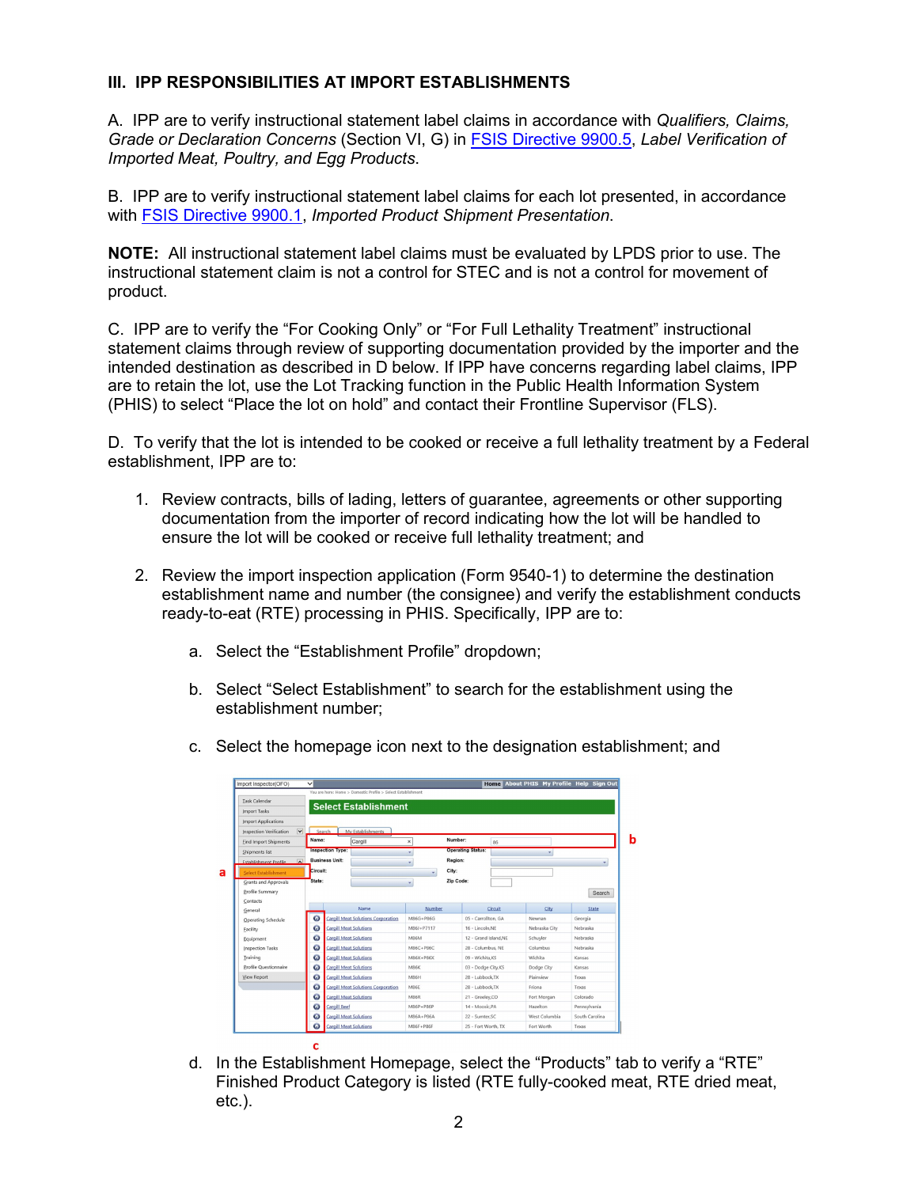## III. IPP RESPONSIBILITIES AT IMPORT ESTABLISHMENTS

A. IPP are to verify instructional statement label claims in accordance with *Qualifiers, Claims, Grade or Declaration Concerns* (Section VI, G) in FSIS Directive 9900.5, *Label Verification of Imported Meat, Poultry, and Egg Products*.

B. IPP are to verify instructional statement label claims for each lot presented, in accordance with FSIS Directive 9900.1, *Imported Product Shipment Presentation*.

**NOTE:** All instructional statement label claims must be evaluated by LPDS prior to use. The instructional statement claim is not a control for STEC and is not a control for movement of product.

C. IPP are to verify the "For Cooking Only" or "For Full Lethality Treatment" instructional statement claims through review of supporting documentation provided by the importer and the intended destination as described in D below. If IPP have concerns regarding label claims, IPP are to retain the lot, use the Lot Tracking function in the Public Health Information System (PHIS) to select "Place the lot on hold" and contact their Frontline Supervisor (FLS).

D. To verify that the lot is intended to be cooked or receive a full lethality treatment by a Federal establishment, IPP are to:

1. Review contracts, bills of lading, letters of guarantee, agreements or other supporting documentation from the importer of record indicating how the lot will be handled to ensure the lot will be cooked or receive full lethality treatment; and

2. Review the import inspection application (Form 9540-1) to determine the destination establishment name and number (the consignee) and verify the establishment conducts ready-to-eat (RTE) processing in PHIS. Specifically, IPP are to:

   a. Select the "Establishment Profile" dropdown;

   b. Select "Select Establishment" to search for the establishment using the establishment number;

   c. Select the homepage icon next to the designation establishment; and

   d. In the Establishment Homepage, select the "Products" tab to verify a "RTE" Finished Product Category is listed (RTE fully-cooked meat, RTE dried meat, etc.).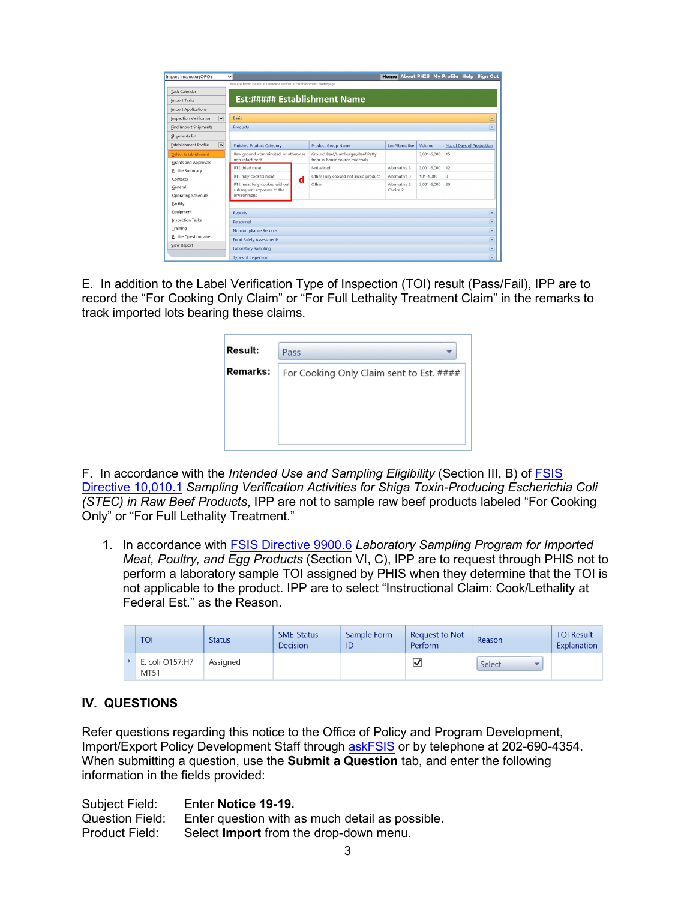E. In addition to the Label Verification Type of Inspection (TOI) result (Pass/Fail), IPP are to record the "For Cooking Only Claim" or "For Full Lethality Treatment Claim" in the remarks to track imported lots bearing these claims.

F. In accordance with the *Intended Use and Sampling Eligibility* (Section III, B) of FSIS Directive 10,010.1 *Sampling Verification Activities for Shiga Toxin-Producing Escherichia Coli (STEC) in Raw Beef Products*, IPP are not to sample raw beef products labeled "For Cooking Only" or "For Full Lethality Treatment."

1. In accordance with FSIS Directive 9900.6 *Laboratory Sampling Program for Imported Meat, Poultry, and Egg Products* (Section VI, C), IPP are to request through PHIS not to perform a laboratory sample TOI assigned by PHIS when they determine that the TOI is not applicable to the product. IPP are to select "Instructional Claim: Cook/Lethality at Federal Est." as the Reason.

## IV. QUESTIONS

Refer questions regarding this notice to the Office of Policy and Program Development, Import/Export Policy Development Staff through askFSIS or by telephone at 202-690-4354. When submitting a question, use the **Submit a Question** tab, and enter the following information in the fields provided:

Subject Field: Enter **Notice 19-19.**
Question Field: Enter question with as much detail as possible.
Product Field: Select **Import** from the drop-down menu.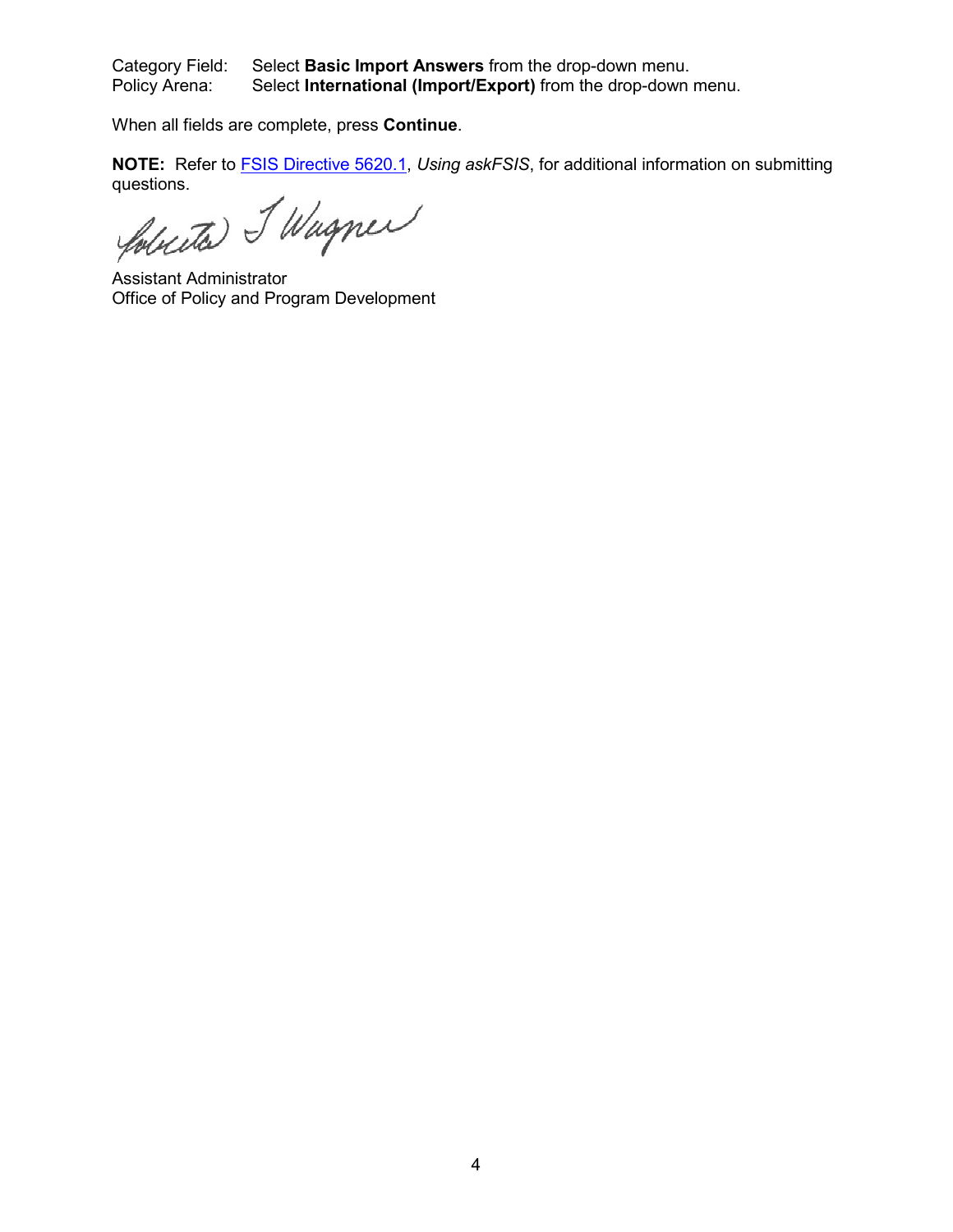Category Field: Select **Basic Import Answers** from the drop-down menu.
Policy Arena: Select **International (Import/Export)** from the drop-down menu.

When all fields are complete, press **Continue**.

**NOTE:** Refer to FSIS Directive 5620.1, *Using askFSIS*, for additional information on submitting questions.

Assistant Administrator
Office of Policy and Program Development